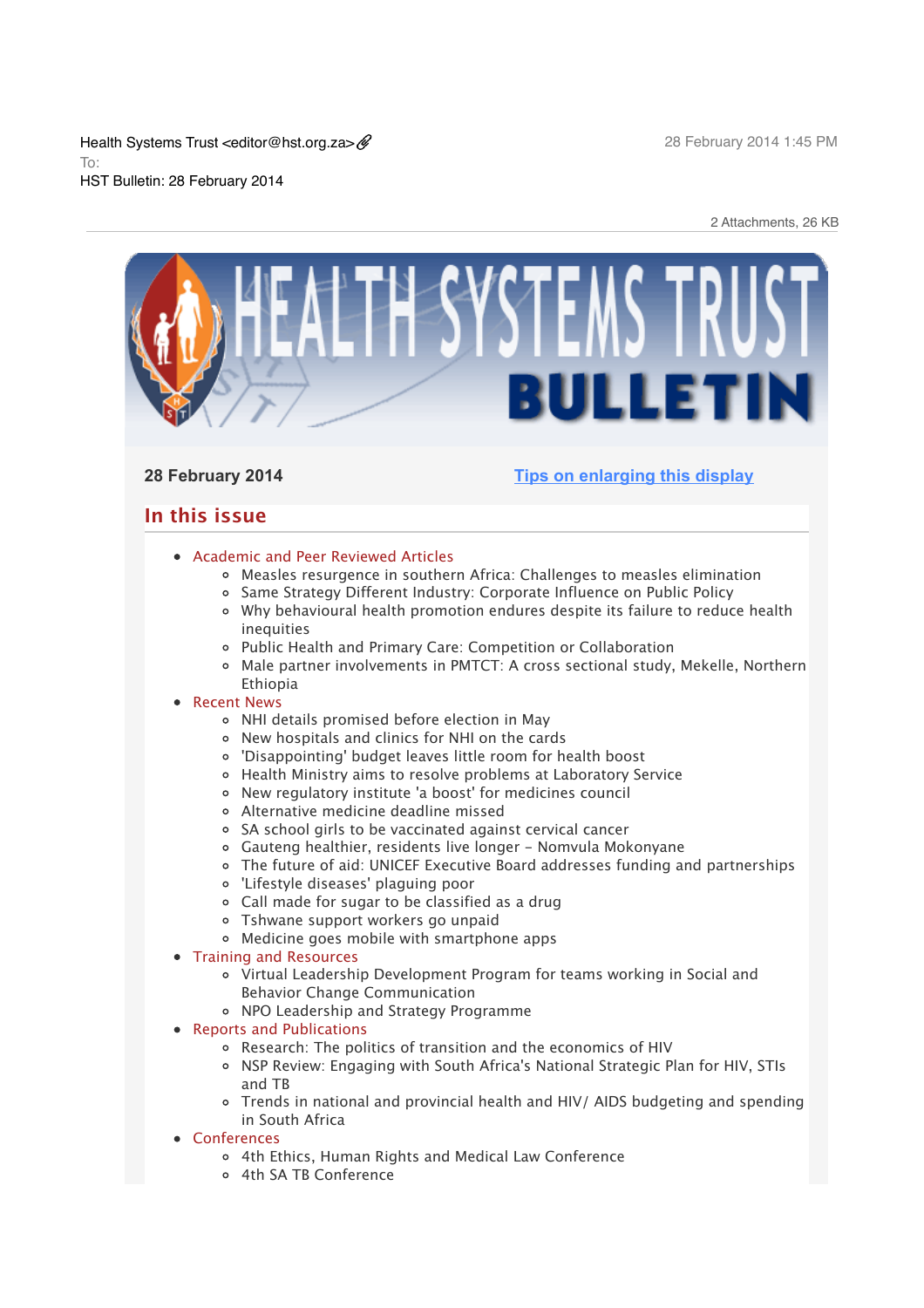Health Systems Trust <editor@hst.org.za>
28 February 2014 1:45 PM

To:

HST Bulletin: 28 February 2014

2 Attachments, 26 KB

# HEALTH SYSTEMS TRUST BULLETIN

**28 February 2014**

[Tips on enlarging this display]

## In this issue

- Academic and Peer Reviewed Articles
  - Measles resurgence in southern Africa: Challenges to measles elimination
  - Same Strategy Different Industry: Corporate Influence on Public Policy
  - Why behavioural health promotion endures despite its failure to reduce health inequities
  - Public Health and Primary Care: Competition or Collaboration
  - Male partner involvements in PMTCT: A cross sectional study, Mekelle, Northern Ethiopia
- Recent News
  - NHI details promised before election in May
  - New hospitals and clinics for NHI on the cards
  - 'Disappointing' budget leaves little room for health boost
  - Health Ministry aims to resolve problems at Laboratory Service
  - New regulatory institute 'a boost' for medicines council
  - Alternative medicine deadline missed
  - SA school girls to be vaccinated against cervical cancer
  - Gauteng healthier, residents live longer – Nomvula Mokonyane
  - The future of aid: UNICEF Executive Board addresses funding and partnerships
  - 'Lifestyle diseases' plaguing poor
  - Call made for sugar to be classified as a drug
  - Tshwane support workers go unpaid
  - Medicine goes mobile with smartphone apps
- Training and Resources
  - Virtual Leadership Development Program for teams working in Social and Behavior Change Communication
  - NPO Leadership and Strategy Programme
- Reports and Publications
  - Research: The politics of transition and the economics of HIV
  - NSP Review: Engaging with South Africa's National Strategic Plan for HIV, STIs and TB
  - Trends in national and provincial health and HIV/ AIDS budgeting and spending in South Africa
- Conferences
  - 4th Ethics, Human Rights and Medical Law Conference
  - 4th SA TB Conference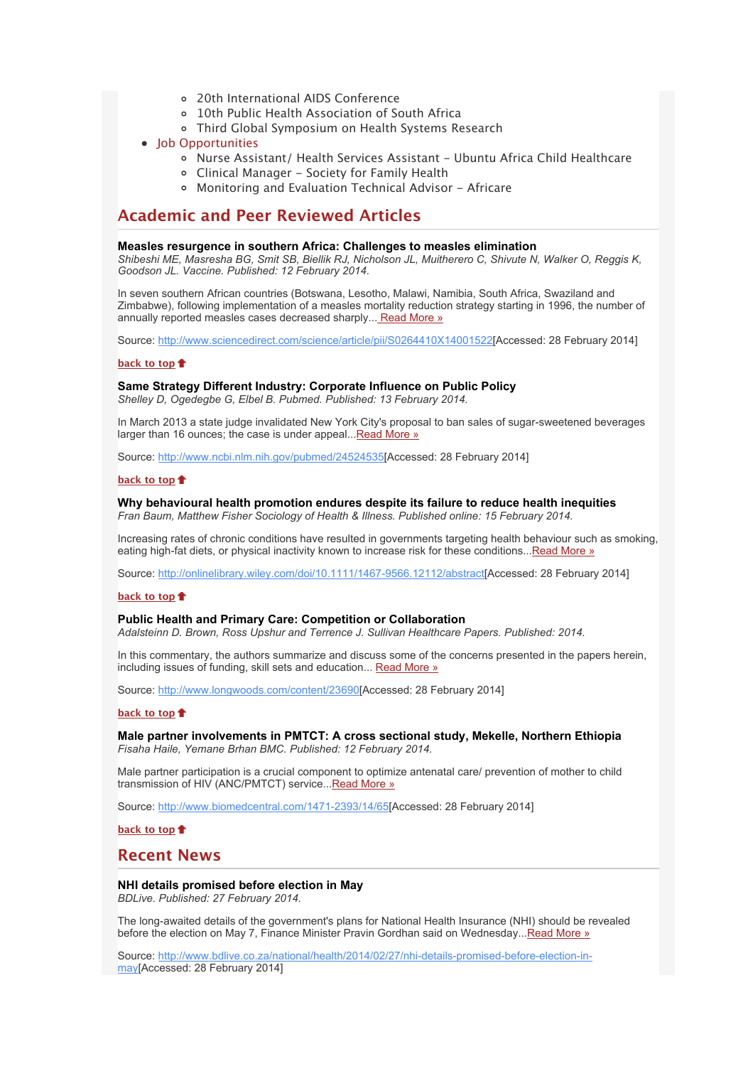- 20th International AIDS Conference
    - 10th Public Health Association of South Africa
    - Third Global Symposium on Health Systems Research
- Job Opportunities
    - Nurse Assistant/ Health Services Assistant – Ubuntu Africa Child Healthcare
    - Clinical Manager – Society for Family Health
    - Monitoring and Evaluation Technical Advisor – Africare

## Academic and Peer Reviewed Articles

**Measles resurgence in southern Africa: Challenges to measles elimination**
*Shibeshi ME, Masresha BG, Smit SB, Biellik RJ, Nicholson JL, Muitherero C, Shivute N, Walker O, Reggis K, Goodson JL. Vaccine. Published: 12 February 2014.*

In seven southern African countries (Botswana, Lesotho, Malawi, Namibia, South Africa, Swaziland and Zimbabwe), following implementation of a measles mortality reduction strategy starting in 1996, the number of annually reported measles cases decreased sharply... Read More »

Source: http://www.sciencedirect.com/science/article/pii/S0264410X14001522[Accessed: 28 February 2014]

back to top

**Same Strategy Different Industry: Corporate Influence on Public Policy**
*Shelley D, Ogedegbe G, Elbel B. Pubmed. Published: 13 February 2014.*

In March 2013 a state judge invalidated New York City's proposal to ban sales of sugar-sweetened beverages larger than 16 ounces; the case is under appeal...Read More »

Source: http://www.ncbi.nlm.nih.gov/pubmed/24524535[Accessed: 28 February 2014]

back to top

**Why behavioural health promotion endures despite its failure to reduce health inequities**
*Fran Baum, Matthew Fisher Sociology of Health & Illness. Published online: 15 February 2014.*

Increasing rates of chronic conditions have resulted in governments targeting health behaviour such as smoking, eating high-fat diets, or physical inactivity known to increase risk for these conditions...Read More »

Source: http://onlinelibrary.wiley.com/doi/10.1111/1467-9566.12112/abstract[Accessed: 28 February 2014]

back to top

**Public Health and Primary Care: Competition or Collaboration**
*Adalsteinn D. Brown, Ross Upshur and Terrence J. Sullivan Healthcare Papers. Published: 2014.*

In this commentary, the authors summarize and discuss some of the concerns presented in the papers herein, including issues of funding, skill sets and education... Read More »

Source: http://www.longwoods.com/content/23690[Accessed: 28 February 2014]

back to top

**Male partner involvements in PMTCT: A cross sectional study, Mekelle, Northern Ethiopia**
*Fisaha Haile, Yemane Brhan BMC. Published: 12 February 2014.*

Male partner participation is a crucial component to optimize antenatal care/ prevention of mother to child transmission of HIV (ANC/PMTCT) service...Read More »

Source: http://www.biomedcentral.com/1471-2393/14/65[Accessed: 28 February 2014]

back to top

## Recent News

**NHI details promised before election in May**
*BDLive. Published: 27 February 2014.*

The long-awaited details of the government's plans for National Health Insurance (NHI) should be revealed before the election on May 7, Finance Minister Pravin Gordhan said on Wednesday...Read More »

Source: http://www.bdlive.co.za/national/health/2014/02/27/nhi-details-promised-before-election-in-may[Accessed: 28 February 2014]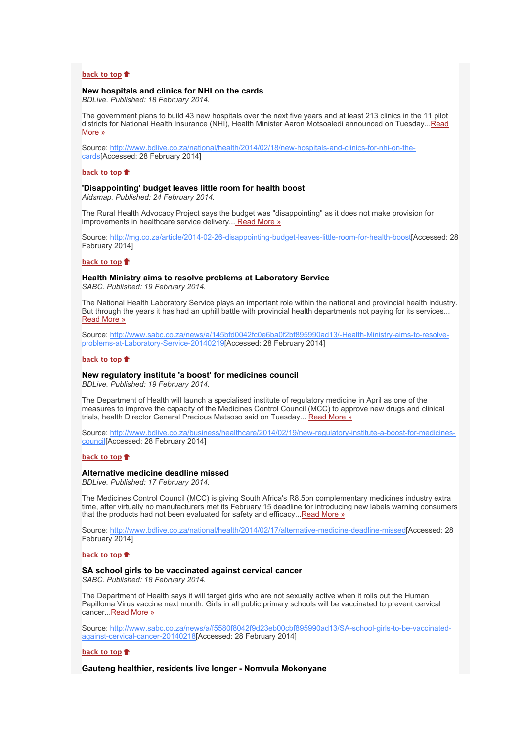[back to top](#)

### New hospitals and clinics for NHI on the cards

*BDLive. Published: 18 February 2014.*

The government plans to build 43 new hospitals over the next five years and at least 213 clinics in the 11 pilot districts for National Health Insurance (NHI), Health Minister Aaron Motsoaledi announced on Tuesday...Read More »

Source: http://www.bdlive.co.za/national/health/2014/02/18/new-hospitals-and-clinics-for-nhi-on-the-cards[Accessed: 28 February 2014]

[back to top](#)

### 'Disappointing' budget leaves little room for health boost

*Aidsmap. Published: 24 February 2014.*

The Rural Health Advocacy Project says the budget was "disappointing" as it does not make provision for improvements in healthcare service delivery... Read More »

Source: http://mg.co.za/article/2014-02-26-disappointing-budget-leaves-little-room-for-health-boost[Accessed: 28 February 2014]

[back to top](#)

### Health Ministry aims to resolve problems at Laboratory Service

*SABC. Published: 19 February 2014.*

The National Health Laboratory Service plays an important role within the national and provincial health industry. But through the years it has had an uphill battle with provincial health departments not paying for its services... Read More »

Source: http://www.sabc.co.za/news/a/145bfd0042fc0e6ba0f2bf895990ad13/-Health-Ministry-aims-to-resolve-problems-at-Laboratory-Service-20140219[Accessed: 28 February 2014]

[back to top](#)

### New regulatory institute 'a boost' for medicines council

*BDLive. Published: 19 February 2014.*

The Department of Health will launch a specialised institute of regulatory medicine in April as one of the measures to improve the capacity of the Medicines Control Council (MCC) to approve new drugs and clinical trials, health Director General Precious Matsoso said on Tuesday... Read More »

Source: http://www.bdlive.co.za/business/healthcare/2014/02/19/new-regulatory-institute-a-boost-for-medicines-council[Accessed: 28 February 2014]

[back to top](#)

### Alternative medicine deadline missed

*BDLive. Published: 17 February 2014.*

The Medicines Control Council (MCC) is giving South Africa's R8.5bn complementary medicines industry extra time, after virtually no manufacturers met its February 15 deadline for introducing new labels warning consumers that the products had not been evaluated for safety and efficacy...Read More »

Source: http://www.bdlive.co.za/national/health/2014/02/17/alternative-medicine-deadline-missed[Accessed: 28 February 2014]

[back to top](#)

### SA school girls to be vaccinated against cervical cancer

*SABC. Published: 18 February 2014.*

The Department of Health says it will target girls who are not sexually active when it rolls out the Human Papilloma Virus vaccine next month. Girls in all public primary schools will be vaccinated to prevent cervical cancer...Read More »

Source: http://www.sabc.co.za/news/a/f5580f8042f9d23eb00cbf895990ad13/SA-school-girls-to-be-vaccinated-against-cervical-cancer-20140218[Accessed: 28 February 2014]

[back to top](#)

### Gauteng healthier, residents live longer - Nomvula Mokonyane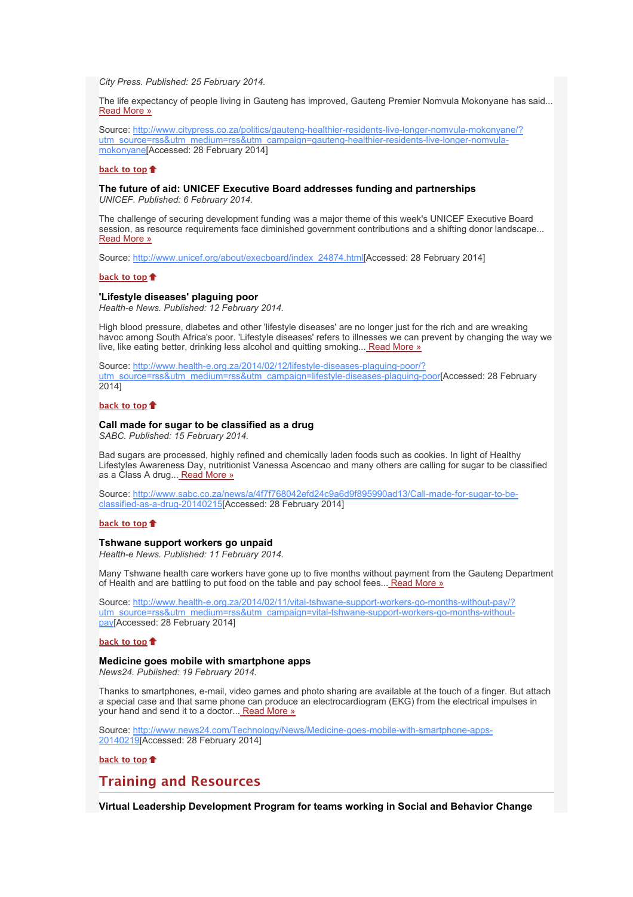*City Press. Published: 25 February 2014.*

The life expectancy of people living in Gauteng has improved, Gauteng Premier Nomvula Mokonyane has said... [Read More »](http://www.citypress.co.za/politics/gauteng-healthier-residents-live-longer-nomvula-mokonyane/?utm_source=rss&utm_medium=rss&utm_campaign=gauteng-healthier-residents-live-longer-nomvula-mokonyane)

Source: http://www.citypress.co.za/politics/gauteng-healthier-residents-live-longer-nomvula-mokonyane/?utm_source=rss&utm_medium=rss&utm_campaign=gauteng-healthier-residents-live-longer-nomvula-mokonyane[Accessed: 28 February 2014]

back to top

### The future of aid: UNICEF Executive Board addresses funding and partnerships

*UNICEF. Published: 6 February 2014.*

The challenge of securing development funding was a major theme of this week's UNICEF Executive Board session, as resource requirements face diminished government contributions and a shifting donor landscape... [Read More »](http://www.unicef.org/about/execboard/index_24874.html)

Source: http://www.unicef.org/about/execboard/index_24874.html[Accessed: 28 February 2014]

back to top

### 'Lifestyle diseases' plaguing poor

*Health-e News. Published: 12 February 2014.*

High blood pressure, diabetes and other 'lifestyle diseases' are no longer just for the rich and are wreaking havoc among South Africa's poor. 'Lifestyle diseases' refers to illnesses we can prevent by changing the way we live, like eating better, drinking less alcohol and quitting smoking... [Read More »](http://www.health-e.org.za/2014/02/12/lifestyle-diseases-plaguing-poor/?utm_source=rss&utm_medium=rss&utm_campaign=lifestyle-diseases-plaguing-poor)

Source: http://www.health-e.org.za/2014/02/12/lifestyle-diseases-plaguing-poor/?utm_source=rss&utm_medium=rss&utm_campaign=lifestyle-diseases-plaguing-poor[Accessed: 28 February 2014]

back to top

### Call made for sugar to be classified as a drug

*SABC. Published: 15 February 2014.*

Bad sugars are processed, highly refined and chemically laden foods such as cookies. In light of Healthy Lifestyles Awareness Day, nutritionist Vanessa Ascencao and many others are calling for sugar to be classified as a Class A drug... [Read More »](http://www.sabc.co.za/news/a/4f7f768042efd24c9a6d9f895990ad13/Call-made-for-sugar-to-be-classified-as-a-drug-20140215)

Source: http://www.sabc.co.za/news/a/4f7f768042efd24c9a6d9f895990ad13/Call-made-for-sugar-to-be-classified-as-a-drug-20140215[Accessed: 28 February 2014]

back to top

### Tshwane support workers go unpaid

*Health-e News. Published: 11 February 2014.*

Many Tshwane health care workers have gone up to five months without payment from the Gauteng Department of Health and are battling to put food on the table and pay school fees... [Read More »](http://www.health-e.org.za/2014/02/11/vital-tshwane-support-workers-go-months-without-pay/?utm_source=rss&utm_medium=rss&utm_campaign=vital-tshwane-support-workers-go-months-without-pay)

Source: http://www.health-e.org.za/2014/02/11/vital-tshwane-support-workers-go-months-without-pay/?utm_source=rss&utm_medium=rss&utm_campaign=vital-tshwane-support-workers-go-months-without-pay[Accessed: 28 February 2014]

back to top

### Medicine goes mobile with smartphone apps

*News24. Published: 19 February 2014.*

Thanks to smartphones, e-mail, video games and photo sharing are available at the touch of a finger. But attach a special case and that same phone can produce an electrocardiogram (EKG) from the electrical impulses in your hand and send it to a doctor... [Read More »](http://www.news24.com/Technology/News/Medicine-goes-mobile-with-smartphone-apps-20140219)

Source: http://www.news24.com/Technology/News/Medicine-goes-mobile-with-smartphone-apps-20140219[Accessed: 28 February 2014]

back to top

## Training and Resources

### Virtual Leadership Development Program for teams working in Social and Behavior Change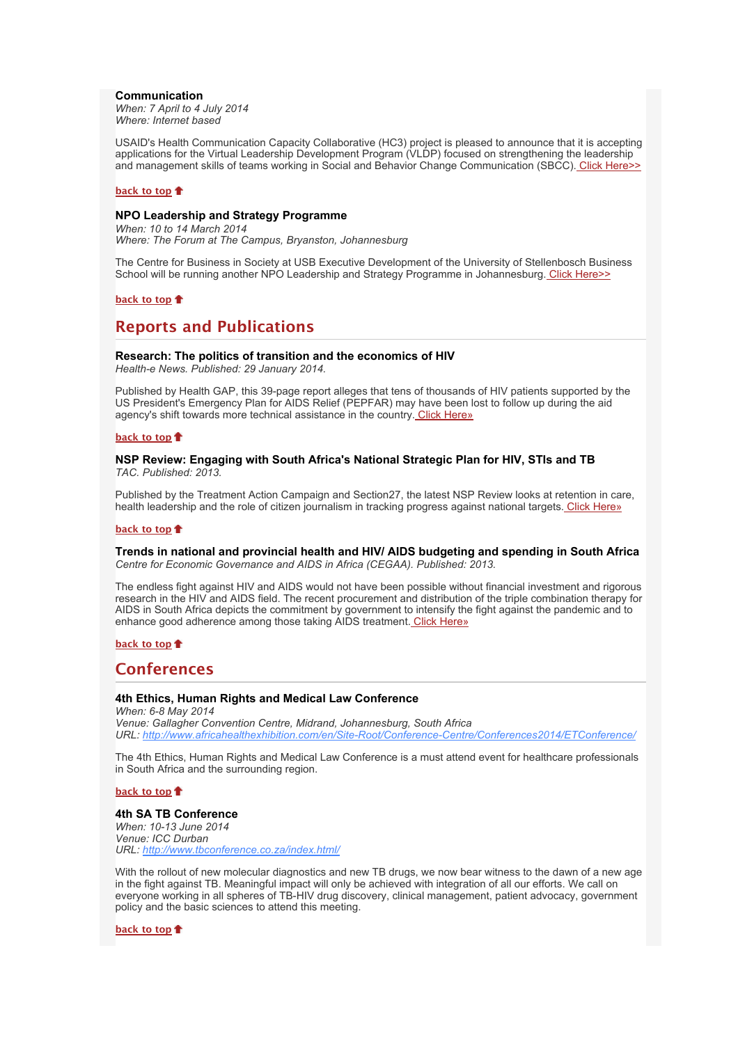**Communication**
*When: 7 April to 4 July 2014*
*Where: Internet based*

USAID's Health Communication Capacity Collaborative (HC3) project is pleased to announce that it is accepting applications for the Virtual Leadership Development Program (VLDP) focused on strengthening the leadership and management skills of teams working in Social and Behavior Change Communication (SBCC). Click Here>>

**back to top**

**NPO Leadership and Strategy Programme**
*When: 10 to 14 March 2014*
*Where: The Forum at The Campus, Bryanston, Johannesburg*

The Centre for Business in Society at USB Executive Development of the University of Stellenbosch Business School will be running another NPO Leadership and Strategy Programme in Johannesburg. Click Here>>

**back to top**

## Reports and Publications

**Research: The politics of transition and the economics of HIV**
*Health-e News. Published: 29 January 2014.*

Published by Health GAP, this 39-page report alleges that tens of thousands of HIV patients supported by the US President's Emergency Plan for AIDS Relief (PEPFAR) may have been lost to follow up during the aid agency's shift towards more technical assistance in the country. Click Here»

**back to top**

**NSP Review: Engaging with South Africa's National Strategic Plan for HIV, STIs and TB**
*TAC. Published: 2013.*

Published by the Treatment Action Campaign and Section27, the latest NSP Review looks at retention in care, health leadership and the role of citizen journalism in tracking progress against national targets. Click Here»

**back to top**

**Trends in national and provincial health and HIV/ AIDS budgeting and spending in South Africa**
*Centre for Economic Governance and AIDS in Africa (CEGAA). Published: 2013.*

The endless fight against HIV and AIDS would not have been possible without financial investment and rigorous research in the HIV and AIDS field. The recent procurement and distribution of the triple combination therapy for AIDS in South Africa depicts the commitment by government to intensify the fight against the pandemic and to enhance good adherence among those taking AIDS treatment. Click Here»

**back to top**

## Conferences

**4th Ethics, Human Rights and Medical Law Conference**
*When: 6-8 May 2014*
*Venue: Gallagher Convention Centre, Midrand, Johannesburg, South Africa*
*URL: http://www.africahealthexhibition.com/en/Site-Root/Conference-Centre/Conferences2014/ETConference/*

The 4th Ethics, Human Rights and Medical Law Conference is a must attend event for healthcare professionals in South Africa and the surrounding region.

**back to top**

**4th SA TB Conference**
*When: 10-13 June 2014*
*Venue: ICC Durban*
*URL: http://www.tbconference.co.za/index.html/*

With the rollout of new molecular diagnostics and new TB drugs, we now bear witness to the dawn of a new age in the fight against TB. Meaningful impact will only be achieved with integration of all our efforts. We call on everyone working in all spheres of TB-HIV drug discovery, clinical management, patient advocacy, government policy and the basic sciences to attend this meeting.

**back to top**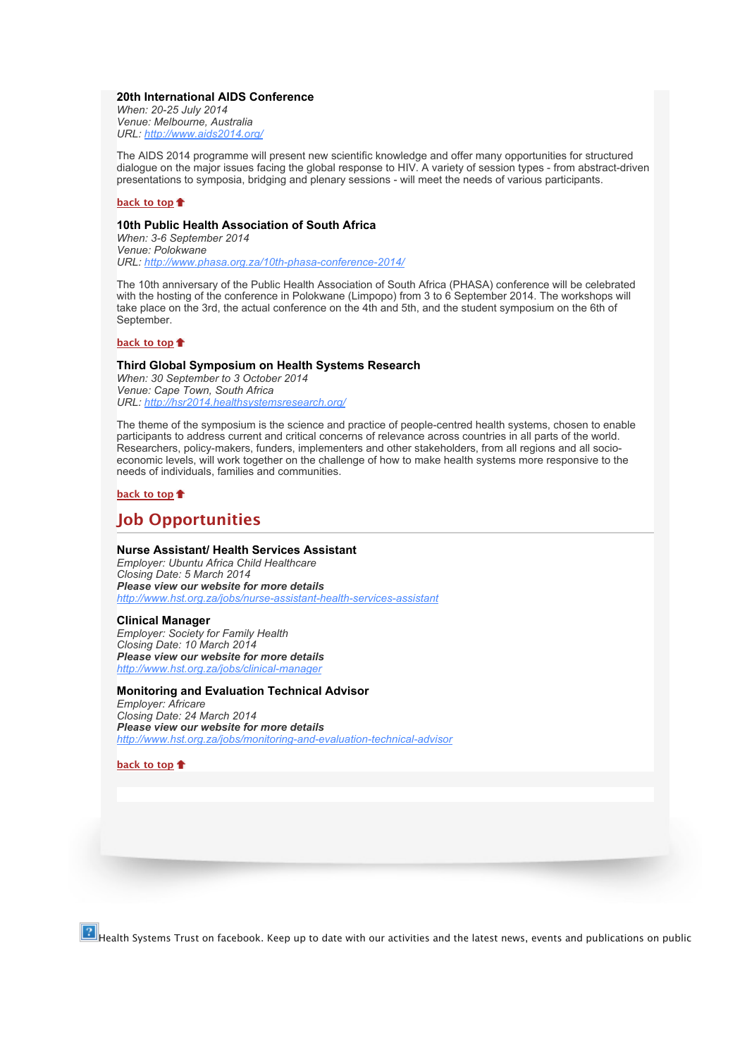### 20th International AIDS Conference

*When: 20-25 July 2014*
*Venue: Melbourne, Australia*
*URL: http://www.aids2014.org/*

The AIDS 2014 programme will present new scientific knowledge and offer many opportunities for structured dialogue on the major issues facing the global response to HIV. A variety of session types - from abstract-driven presentations to symposia, bridging and plenary sessions - will meet the needs of various participants.

**back to top**

### 10th Public Health Association of South Africa

*When: 3-6 September 2014*
*Venue: Polokwane*
*URL: http://www.phasa.org.za/10th-phasa-conference-2014/*

The 10th anniversary of the Public Health Association of South Africa (PHASA) conference will be celebrated with the hosting of the conference in Polokwane (Limpopo) from 3 to 6 September 2014. The workshops will take place on the 3rd, the actual conference on the 4th and 5th, and the student symposium on the 6th of September.

**back to top**

### Third Global Symposium on Health Systems Research

*When: 30 September to 3 October 2014*
*Venue: Cape Town, South Africa*
*URL: http://hsr2014.healthsystemsresearch.org/*

The theme of the symposium is the science and practice of people-centred health systems, chosen to enable participants to address current and critical concerns of relevance across countries in all parts of the world. Researchers, policy-makers, funders, implementers and other stakeholders, from all regions and all socio-economic levels, will work together on the challenge of how to make health systems more responsive to the needs of individuals, families and communities.

**back to top**

## Job Opportunities

### Nurse Assistant/ Health Services Assistant

*Employer: Ubuntu Africa Child Healthcare*
*Closing Date: 5 March 2014*
***Please view our website for more details***
http://www.hst.org.za/jobs/nurse-assistant-health-services-assistant

### Clinical Manager

*Employer: Society for Family Health*
*Closing Date: 10 March 2014*
***Please view our website for more details***
http://www.hst.org.za/jobs/clinical-manager

### Monitoring and Evaluation Technical Advisor

*Employer: Africare*
*Closing Date: 24 March 2014*
***Please view our website for more details***
http://www.hst.org.za/jobs/monitoring-and-evaluation-technical-advisor

**back to top**

Health Systems Trust on facebook. Keep up to date with our activities and the latest news, events and publications on public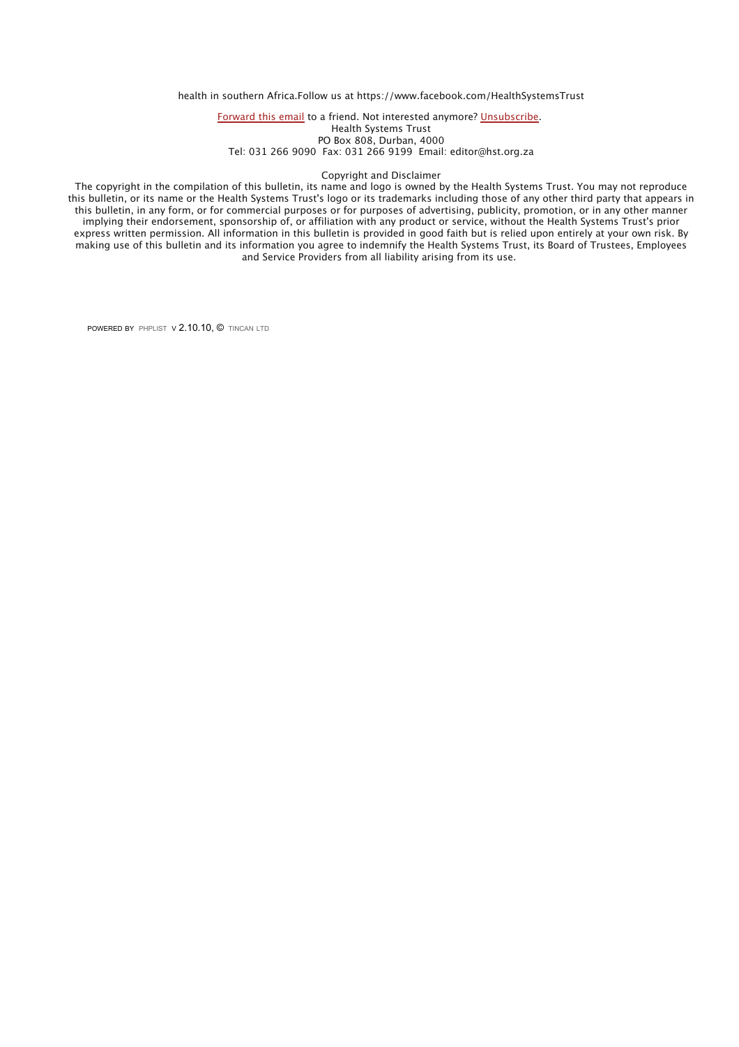health in southern Africa.Follow us at https://www.facebook.com/HealthSystemsTrust

Forward this email to a friend. Not interested anymore? Unsubscribe.
Health Systems Trust
PO Box 808, Durban, 4000
Tel: 031 266 9090 Fax: 031 266 9199 Email: editor@hst.org.za

Copyright and Disclaimer

The copyright in the compilation of this bulletin, its name and logo is owned by the Health Systems Trust. You may not reproduce this bulletin, or its name or the Health Systems Trust's logo or its trademarks including those of any other third party that appears in this bulletin, in any form, or for commercial purposes or for purposes of advertising, publicity, promotion, or in any other manner implying their endorsement, sponsorship of, or affiliation with any product or service, without the Health Systems Trust's prior express written permission. All information in this bulletin is provided in good faith but is relied upon entirely at your own risk. By making use of this bulletin and its information you agree to indemnify the Health Systems Trust, its Board of Trustees, Employees and Service Providers from all liability arising from its use.

POWERED BY PHPLIST V 2.10.10, © TINCAN LTD